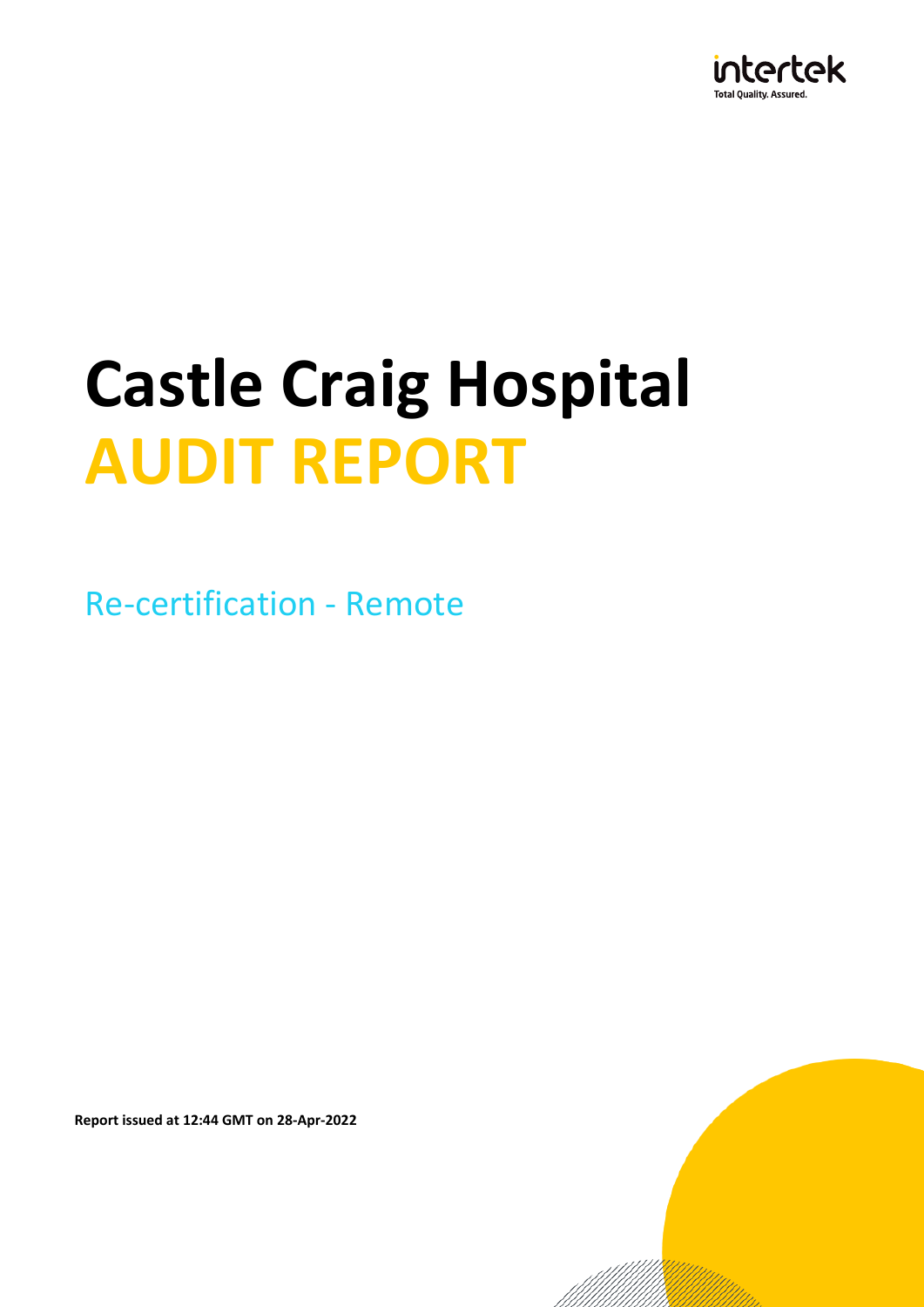# Castle Craig Hospital
# AUDIT REPORT

Re-certification - Remote

**Report issued at 12:44 GMT on 28-Apr-2022**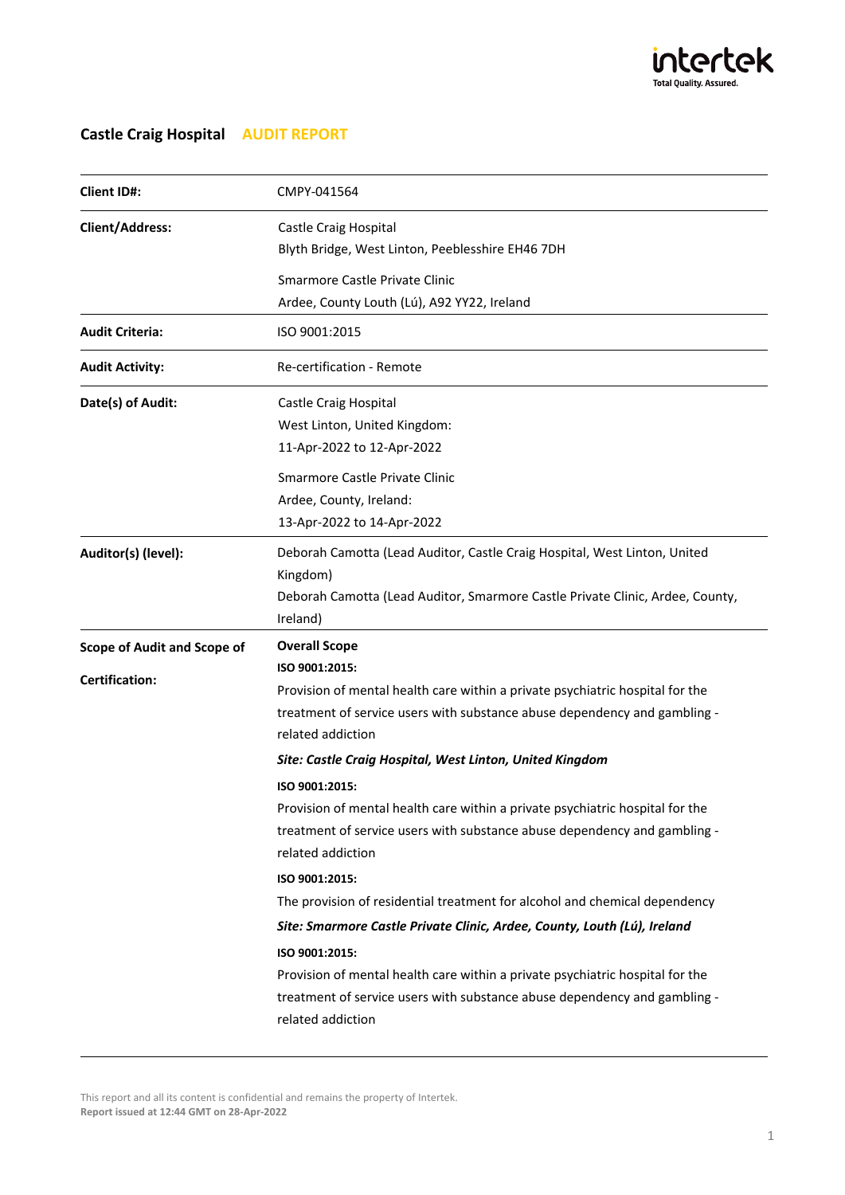# Castle Craig Hospital **AUDIT REPORT**

| | |
|---|---|
| **Client ID#:** | CMPY-041564 |
| **Client/Address:** | Castle Craig Hospital<br>Blyth Bridge, West Linton, Peeblesshire EH46 7DH<br><br>Smarmore Castle Private Clinic<br>Ardee, County Louth (Lú), A92 YY22, Ireland |
| **Audit Criteria:** | ISO 9001:2015 |
| **Audit Activity:** | Re-certification - Remote |
| **Date(s) of Audit:** | Castle Craig Hospital<br>West Linton, United Kingdom:<br>11-Apr-2022 to 12-Apr-2022<br><br>Smarmore Castle Private Clinic<br>Ardee, County, Ireland:<br>13-Apr-2022 to 14-Apr-2022 |
| **Auditor(s) (level):** | Deborah Camotta (Lead Auditor, Castle Craig Hospital, West Linton, United Kingdom)<br>Deborah Camotta (Lead Auditor, Smarmore Castle Private Clinic, Ardee, County, Ireland) |
| **Scope of Audit and Scope of Certification:** | **Overall Scope**<br>**ISO 9001:2015:**<br>Provision of mental health care within a private psychiatric hospital for the treatment of service users with substance abuse dependency and gambling - related addiction<br><br>***Site: Castle Craig Hospital, West Linton, United Kingdom***<br><br>**ISO 9001:2015:**<br>Provision of mental health care within a private psychiatric hospital for the treatment of service users with substance abuse dependency and gambling - related addiction<br><br>**ISO 9001:2015:**<br>The provision of residential treatment for alcohol and chemical dependency<br><br>***Site: Smarmore Castle Private Clinic, Ardee, County, Louth (Lú), Ireland***<br><br>**ISO 9001:2015:**<br>Provision of mental health care within a private psychiatric hospital for the treatment of service users with substance abuse dependency and gambling - related addiction |

This report and all its content is confidential and remains the property of Intertek.
**Report issued at 12:44 GMT on 28-Apr-2022**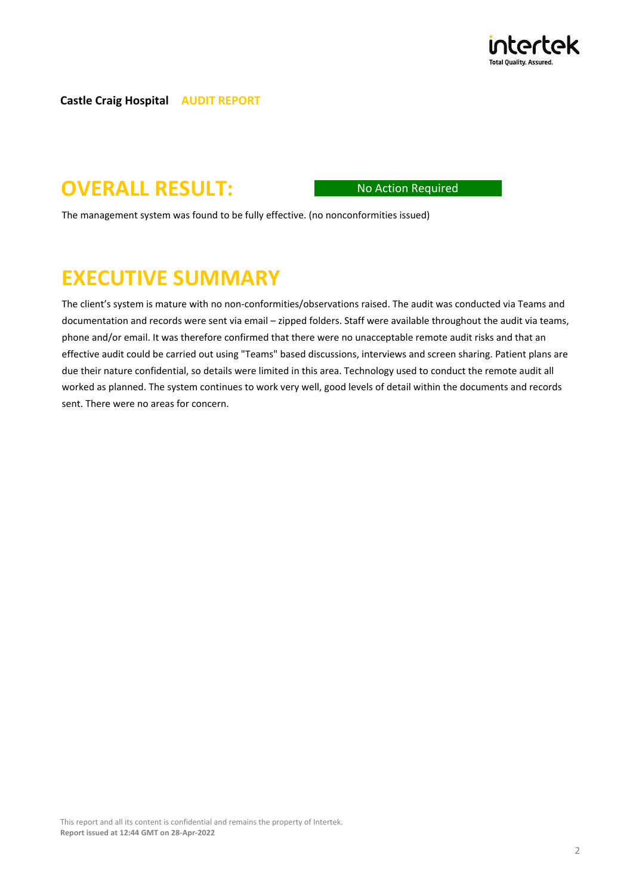**Castle Craig Hospital** AUDIT REPORT

# OVERALL RESULT:

No Action Required

The management system was found to be fully effective. (no nonconformities issued)

# EXECUTIVE SUMMARY

The client's system is mature with no non-conformities/observations raised. The audit was conducted via Teams and documentation and records were sent via email – zipped folders. Staff were available throughout the audit via teams, phone and/or email. It was therefore confirmed that there were no unacceptable remote audit risks and that an effective audit could be carried out using "Teams" based discussions, interviews and screen sharing. Patient plans are due their nature confidential, so details were limited in this area. Technology used to conduct the remote audit all worked as planned. The system continues to work very well, good levels of detail within the documents and records sent. There were no areas for concern.

This report and all its content is confidential and remains the property of Intertek.
**Report issued at 12:44 GMT on 28-Apr-2022**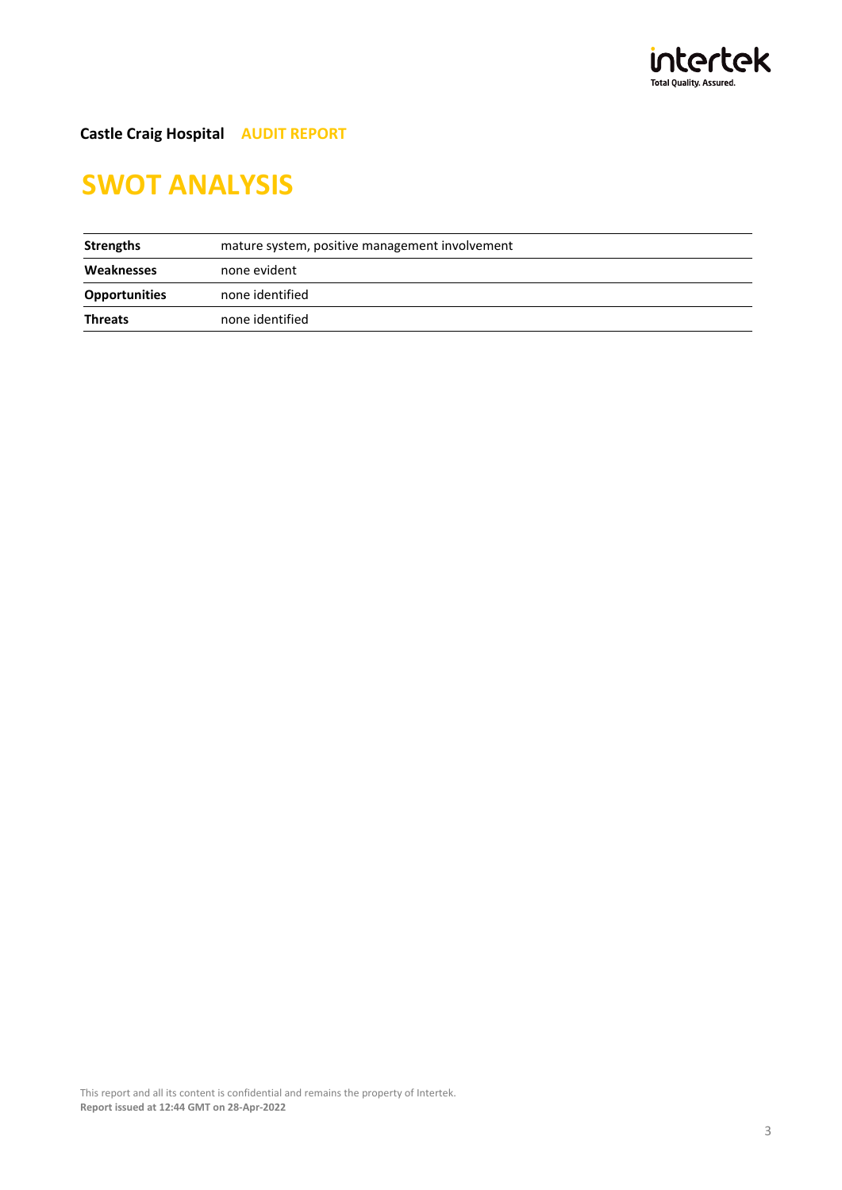# SWOT ANALYSIS

| | |
|---|---|
| **Strengths** | mature system, positive management involvement |
| **Weaknesses** | none evident |
| **Opportunities** | none identified |
| **Threats** | none identified |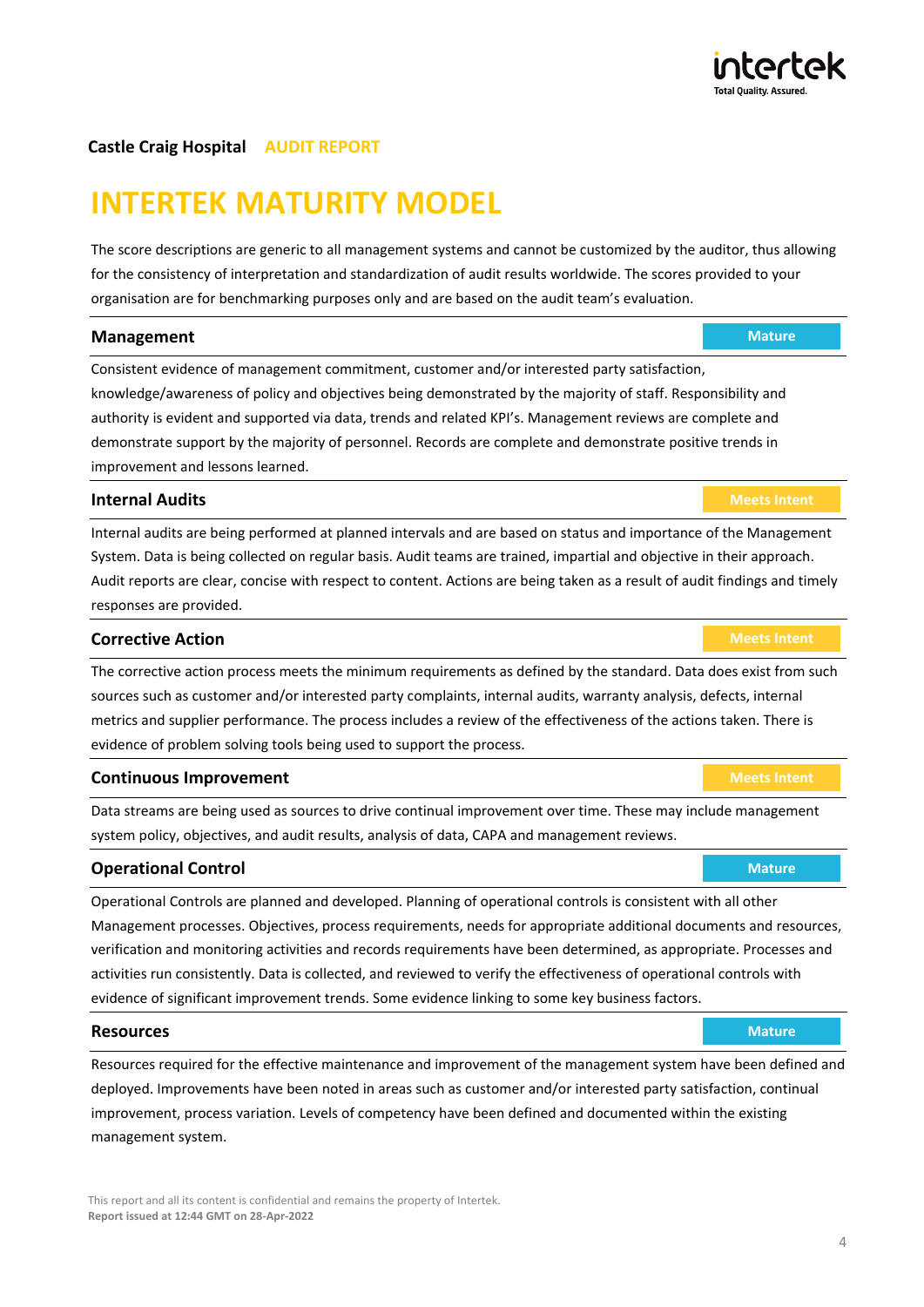**Castle Craig Hospital** AUDIT REPORT

# INTERTEK MATURITY MODEL

The score descriptions are generic to all management systems and cannot be customized by the auditor, thus allowing for the consistency of interpretation and standardization of audit results worldwide. The scores provided to your organisation are for benchmarking purposes only and are based on the audit team's evaluation.

## Management — Mature

Consistent evidence of management commitment, customer and/or interested party satisfaction, knowledge/awareness of policy and objectives being demonstrated by the majority of staff. Responsibility and authority is evident and supported via data, trends and related KPI's. Management reviews are complete and demonstrate support by the majority of personnel. Records are complete and demonstrate positive trends in improvement and lessons learned.

## Internal Audits — Meets Intent

Internal audits are being performed at planned intervals and are based on status and importance of the Management System. Data is being collected on regular basis. Audit teams are trained, impartial and objective in their approach. Audit reports are clear, concise with respect to content. Actions are being taken as a result of audit findings and timely responses are provided.

## Corrective Action — Meets Intent

The corrective action process meets the minimum requirements as defined by the standard. Data does exist from such sources such as customer and/or interested party complaints, internal audits, warranty analysis, defects, internal metrics and supplier performance. The process includes a review of the effectiveness of the actions taken. There is evidence of problem solving tools being used to support the process.

## Continuous Improvement — Meets Intent

Data streams are being used as sources to drive continual improvement over time. These may include management system policy, objectives, and audit results, analysis of data, CAPA and management reviews.

## Operational Control — Mature

Operational Controls are planned and developed. Planning of operational controls is consistent with all other Management processes. Objectives, process requirements, needs for appropriate additional documents and resources, verification and monitoring activities and records requirements have been determined, as appropriate. Processes and activities run consistently. Data is collected, and reviewed to verify the effectiveness of operational controls with evidence of significant improvement trends. Some evidence linking to some key business factors.

## Resources — Mature

Resources required for the effective maintenance and improvement of the management system have been defined and deployed. Improvements have been noted in areas such as customer and/or interested party satisfaction, continual improvement, process variation. Levels of competency have been defined and documented within the existing management system.

This report and all its content is confidential and remains the property of Intertek.
**Report issued at 12:44 GMT on 28-Apr-2022**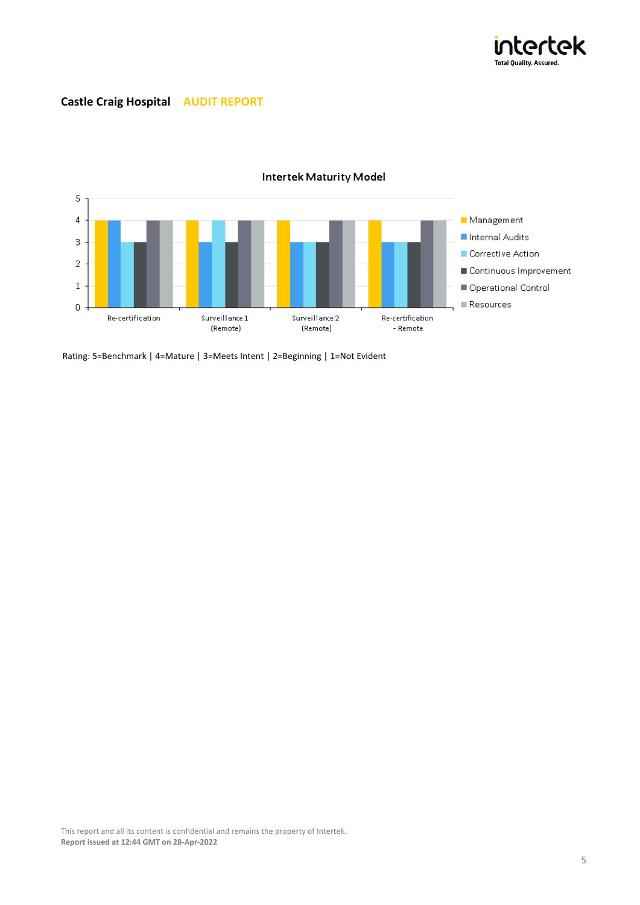Castle Craig Hospital **AUDIT REPORT**

**Intertek Maturity Model**

| | Management | Internal Audits | Corrective Action | Continuous Improvement | Operational Control | Resources |
|---|---|---|---|---|---|---|
| Re-certification | 4 | 4 | 3 | 3 | 4 | 4 |
| Surveillance 1 (Remote) | 4 | 3 | 4 | 3 | 4 | 4 |
| Surveillance 2 (Remote) | 4 | 3 | 3 | 3 | 4 | 4 |
| Re-certification - Remote | 4 | 3 | 3 | 3 | 4 | 4 |

Rating: 5=Benchmark | 4=Mature | 3=Meets Intent | 2=Beginning | 1=Not Evident

This report and all its content is confidential and remains the property of Intertek.
**Report issued at 12:44 GMT on 28-Apr-2022**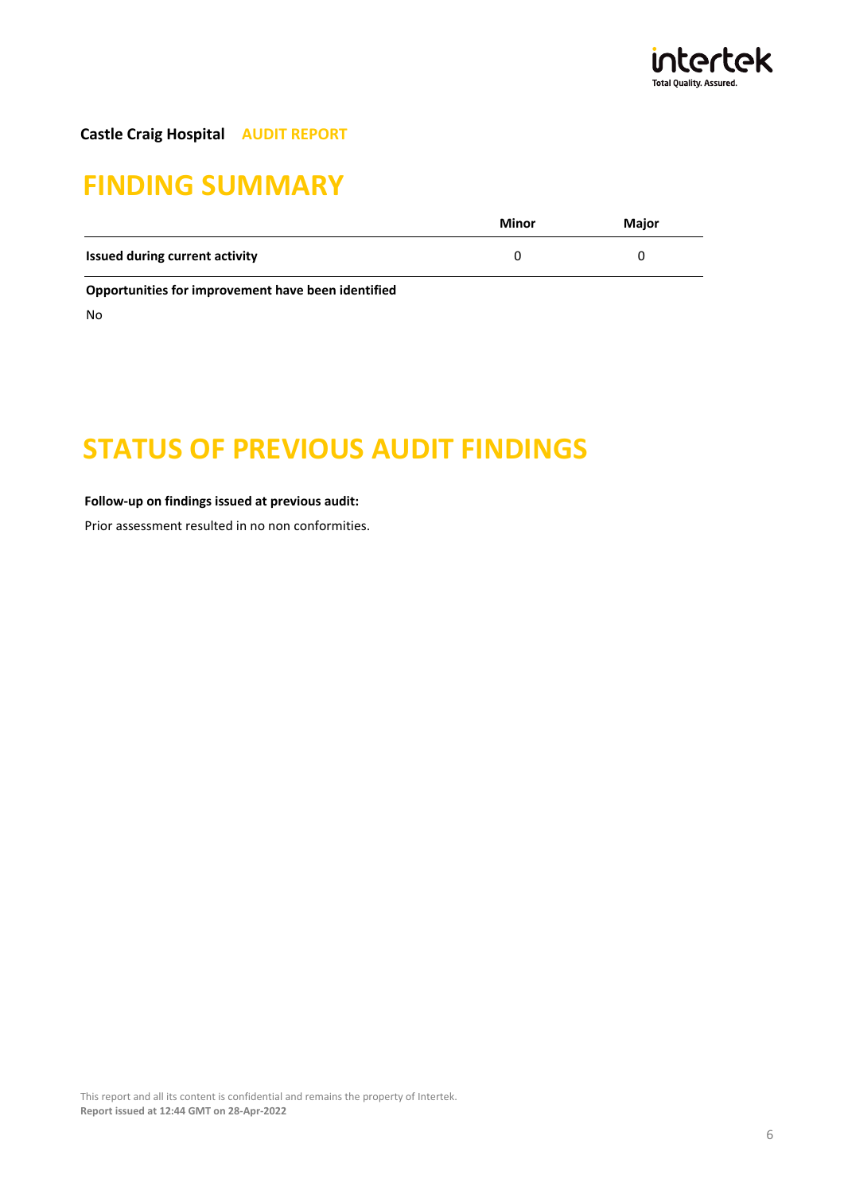# FINDING SUMMARY

| | Minor | Major |
|---|---|---|
| **Issued during current activity** | 0 | 0 |

**Opportunities for improvement have been identified**

No

# STATUS OF PREVIOUS AUDIT FINDINGS

**Follow-up on findings issued at previous audit:**

Prior assessment resulted in no non conformities.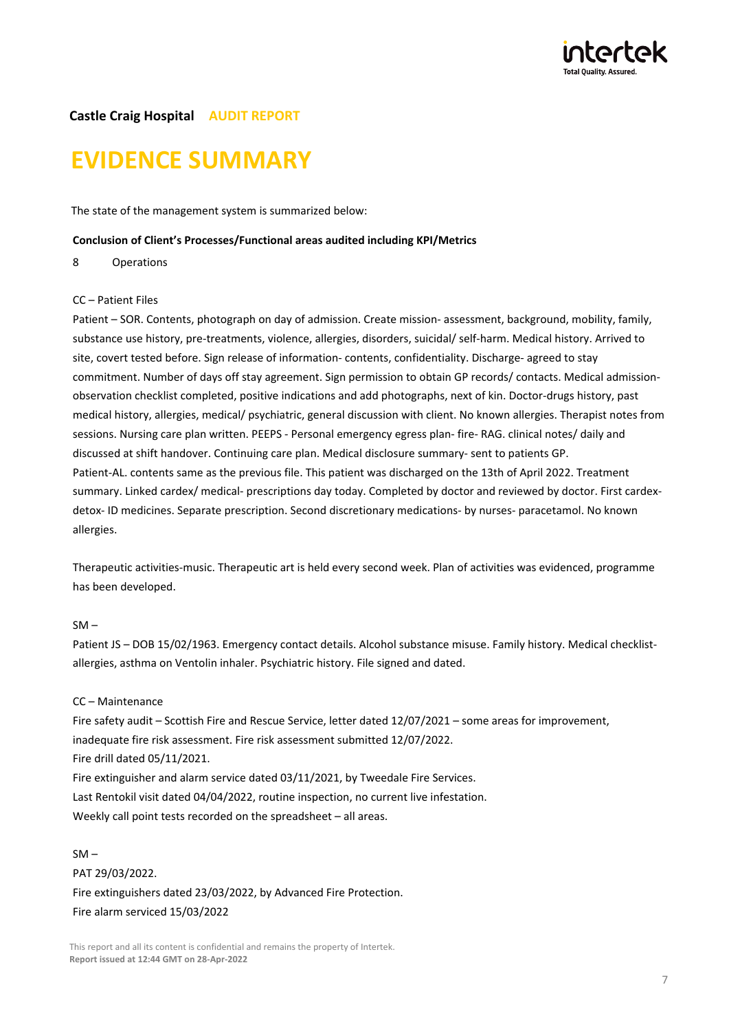**Castle Craig Hospital** **AUDIT REPORT**

# EVIDENCE SUMMARY

The state of the management system is summarized below:

**Conclusion of Client's Processes/Functional areas audited including KPI/Metrics**

8 Operations

CC – Patient Files

Patient – SOR. Contents, photograph on day of admission. Create mission- assessment, background, mobility, family, substance use history, pre-treatments, violence, allergies, disorders, suicidal/ self-harm. Medical history. Arrived to site, covert tested before. Sign release of information- contents, confidentiality. Discharge- agreed to stay commitment. Number of days off stay agreement. Sign permission to obtain GP records/ contacts. Medical admission- observation checklist completed, positive indications and add photographs, next of kin. Doctor-drugs history, past medical history, allergies, medical/ psychiatric, general discussion with client. No known allergies. Therapist notes from sessions. Nursing care plan written. PEEPS - Personal emergency egress plan- fire- RAG. clinical notes/ daily and discussed at shift handover. Continuing care plan. Medical disclosure summary- sent to patients GP.
Patient-AL. contents same as the previous file. This patient was discharged on the 13th of April 2022. Treatment summary. Linked cardex/ medical- prescriptions day today. Completed by doctor and reviewed by doctor. First cardex- detox- ID medicines. Separate prescription. Second discretionary medications- by nurses- paracetamol. No known allergies.

Therapeutic activities-music. Therapeutic art is held every second week. Plan of activities was evidenced, programme has been developed.

SM –

Patient JS – DOB 15/02/1963. Emergency contact details. Alcohol substance misuse. Family history. Medical checklist- allergies, asthma on Ventolin inhaler. Psychiatric history. File signed and dated.

CC – Maintenance

Fire safety audit – Scottish Fire and Rescue Service, letter dated 12/07/2021 – some areas for improvement, inadequate fire risk assessment. Fire risk assessment submitted 12/07/2022.
Fire drill dated 05/11/2021.
Fire extinguisher and alarm service dated 03/11/2021, by Tweedale Fire Services.
Last Rentokil visit dated 04/04/2022, routine inspection, no current live infestation.
Weekly call point tests recorded on the spreadsheet – all areas.

SM –

PAT 29/03/2022.
Fire extinguishers dated 23/03/2022, by Advanced Fire Protection.
Fire alarm serviced 15/03/2022

This report and all its content is confidential and remains the property of Intertek.
**Report issued at 12:44 GMT on 28-Apr-2022**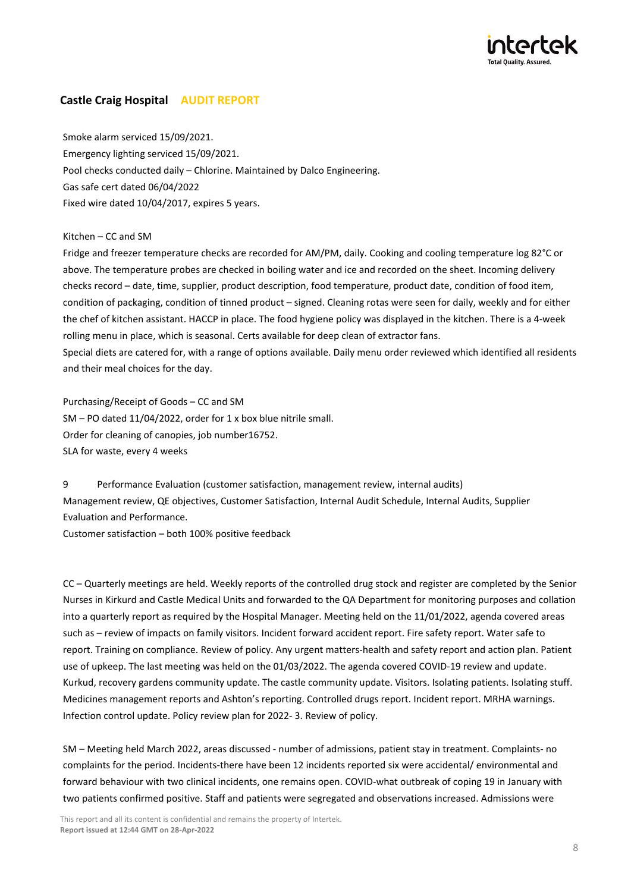Smoke alarm serviced 15/09/2021.
Emergency lighting serviced 15/09/2021.
Pool checks conducted daily – Chlorine. Maintained by Dalco Engineering.
Gas safe cert dated 06/04/2022
Fixed wire dated 10/04/2017, expires 5 years.

Kitchen – CC and SM
Fridge and freezer temperature checks are recorded for AM/PM, daily. Cooking and cooling temperature log 82°C or above. The temperature probes are checked in boiling water and ice and recorded on the sheet. Incoming delivery checks record – date, time, supplier, product description, food temperature, product date, condition of food item, condition of packaging, condition of tinned product – signed. Cleaning rotas were seen for daily, weekly and for either the chef of kitchen assistant. HACCP in place. The food hygiene policy was displayed in the kitchen. There is a 4-week rolling menu in place, which is seasonal. Certs available for deep clean of extractor fans.
Special diets are catered for, with a range of options available. Daily menu order reviewed which identified all residents and their meal choices for the day.

Purchasing/Receipt of Goods – CC and SM
SM – PO dated 11/04/2022, order for 1 x box blue nitrile small.
Order for cleaning of canopies, job number16752.
SLA for waste, every 4 weeks

9 Performance Evaluation (customer satisfaction, management review, internal audits)
Management review, QE objectives, Customer Satisfaction, Internal Audit Schedule, Internal Audits, Supplier Evaluation and Performance.
Customer satisfaction – both 100% positive feedback

CC – Quarterly meetings are held. Weekly reports of the controlled drug stock and register are completed by the Senior Nurses in Kirkurd and Castle Medical Units and forwarded to the QA Department for monitoring purposes and collation into a quarterly report as required by the Hospital Manager. Meeting held on the 11/01/2022, agenda covered areas such as – review of impacts on family visitors. Incident forward accident report. Fire safety report. Water safe to report. Training on compliance. Review of policy. Any urgent matters-health and safety report and action plan. Patient use of upkeep. The last meeting was held on the 01/03/2022. The agenda covered COVID-19 review and update. Kurkud, recovery gardens community update. The castle community update. Visitors. Isolating patients. Isolating stuff. Medicines management reports and Ashton's reporting. Controlled drugs report. Incident report. MRHA warnings. Infection control update. Policy review plan for 2022- 3. Review of policy.

SM – Meeting held March 2022, areas discussed - number of admissions, patient stay in treatment. Complaints- no complaints for the period. Incidents-there have been 12 incidents reported six were accidental/ environmental and forward behaviour with two clinical incidents, one remains open. COVID-what outbreak of coping 19 in January with two patients confirmed positive. Staff and patients were segregated and observations increased. Admissions were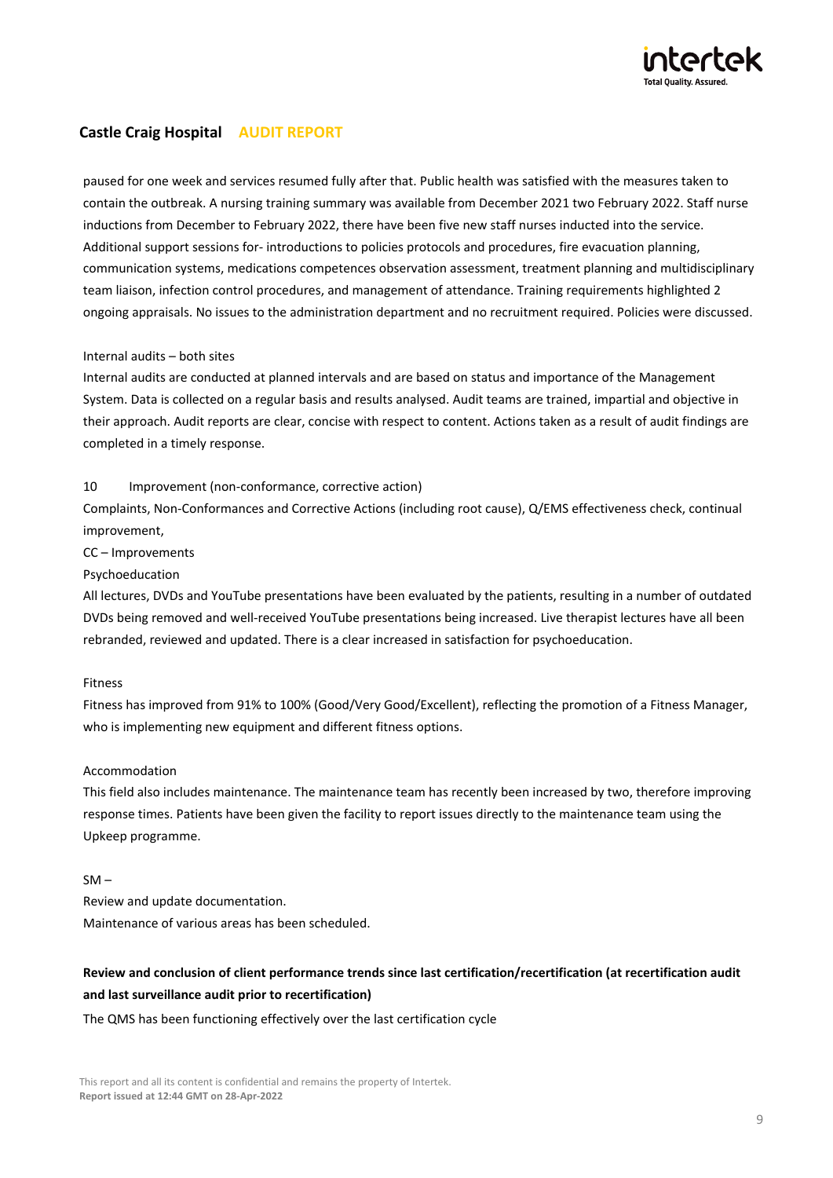paused for one week and services resumed fully after that. Public health was satisfied with the measures taken to contain the outbreak. A nursing training summary was available from December 2021 two February 2022. Staff nurse inductions from December to February 2022, there have been five new staff nurses inducted into the service. Additional support sessions for- introductions to policies protocols and procedures, fire evacuation planning, communication systems, medications competences observation assessment, treatment planning and multidisciplinary team liaison, infection control procedures, and management of attendance. Training requirements highlighted 2 ongoing appraisals. No issues to the administration department and no recruitment required. Policies were discussed.

Internal audits – both sites

Internal audits are conducted at planned intervals and are based on status and importance of the Management System. Data is collected on a regular basis and results analysed. Audit teams are trained, impartial and objective in their approach. Audit reports are clear, concise with respect to content. Actions taken as a result of audit findings are completed in a timely response.

10 Improvement (non-conformance, corrective action)

Complaints, Non-Conformances and Corrective Actions (including root cause), Q/EMS effectiveness check, continual improvement,

CC – Improvements

Psychoeducation

All lectures, DVDs and YouTube presentations have been evaluated by the patients, resulting in a number of outdated DVDs being removed and well-received YouTube presentations being increased. Live therapist lectures have all been rebranded, reviewed and updated. There is a clear increased in satisfaction for psychoeducation.

Fitness

Fitness has improved from 91% to 100% (Good/Very Good/Excellent), reflecting the promotion of a Fitness Manager, who is implementing new equipment and different fitness options.

Accommodation

This field also includes maintenance. The maintenance team has recently been increased by two, therefore improving response times. Patients have been given the facility to report issues directly to the maintenance team using the Upkeep programme.

SM –

Review and update documentation.

Maintenance of various areas has been scheduled.

**Review and conclusion of client performance trends since last certification/recertification (at recertification audit and last surveillance audit prior to recertification)**

The QMS has been functioning effectively over the last certification cycle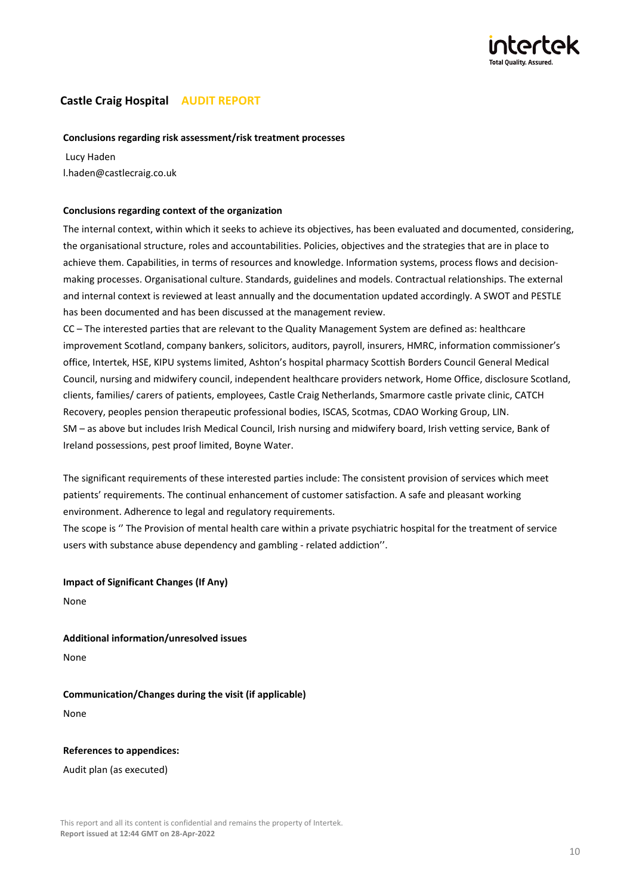## Castle Craig Hospital AUDIT REPORT

**Conclusions regarding risk assessment/risk treatment processes**

Lucy Haden
l.haden@castlecraig.co.uk

**Conclusions regarding context of the organization**

The internal context, within which it seeks to achieve its objectives, has been evaluated and documented, considering, the organisational structure, roles and accountabilities. Policies, objectives and the strategies that are in place to achieve them. Capabilities, in terms of resources and knowledge. Information systems, process flows and decision-making processes. Organisational culture. Standards, guidelines and models. Contractual relationships. The external and internal context is reviewed at least annually and the documentation updated accordingly. A SWOT and PESTLE has been documented and has been discussed at the management review.

CC – The interested parties that are relevant to the Quality Management System are defined as: healthcare improvement Scotland, company bankers, solicitors, auditors, payroll, insurers, HMRC, information commissioner's office, Intertek, HSE, KIPU systems limited, Ashton's hospital pharmacy Scottish Borders Council General Medical Council, nursing and midwifery council, independent healthcare providers network, Home Office, disclosure Scotland, clients, families/ carers of patients, employees, Castle Craig Netherlands, Smarmore castle private clinic, CATCH Recovery, peoples pension therapeutic professional bodies, ISCAS, Scotmas, CDAO Working Group, LIN.

SM – as above but includes Irish Medical Council, Irish nursing and midwifery board, Irish vetting service, Bank of Ireland possessions, pest proof limited, Boyne Water.

The significant requirements of these interested parties include: The consistent provision of services which meet patients' requirements. The continual enhancement of customer satisfaction. A safe and pleasant working environment. Adherence to legal and regulatory requirements.

The scope is '' The Provision of mental health care within a private psychiatric hospital for the treatment of service users with substance abuse dependency and gambling - related addiction''.

**Impact of Significant Changes (If Any)**

None

**Additional information/unresolved issues**

None

**Communication/Changes during the visit (if applicable)**

None

**References to appendices:**

Audit plan (as executed)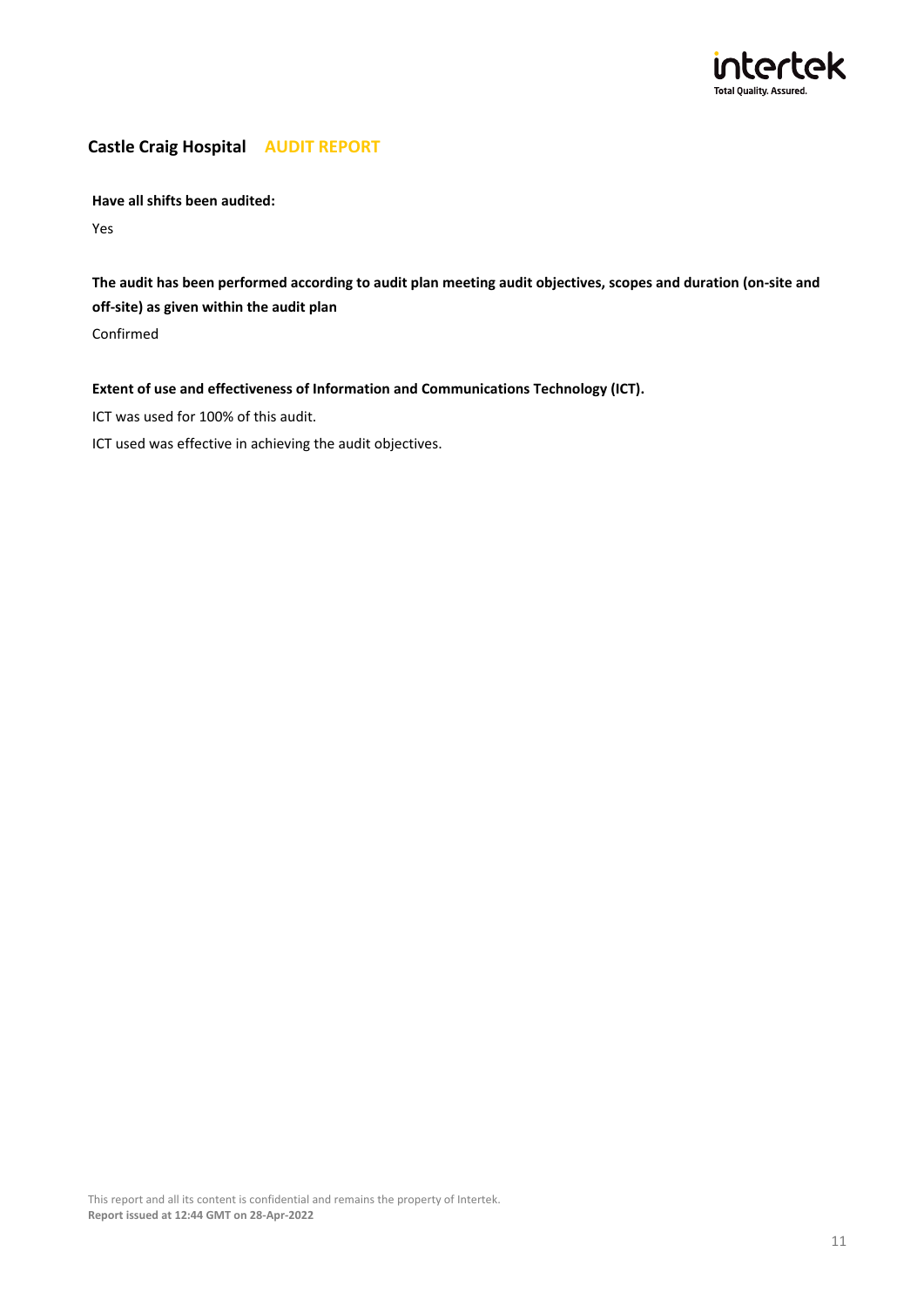**Have all shifts been audited:**

Yes

**The audit has been performed according to audit plan meeting audit objectives, scopes and duration (on-site and off-site) as given within the audit plan**

Confirmed

**Extent of use and effectiveness of Information and Communications Technology (ICT).**

ICT was used for 100% of this audit.

ICT used was effective in achieving the audit objectives.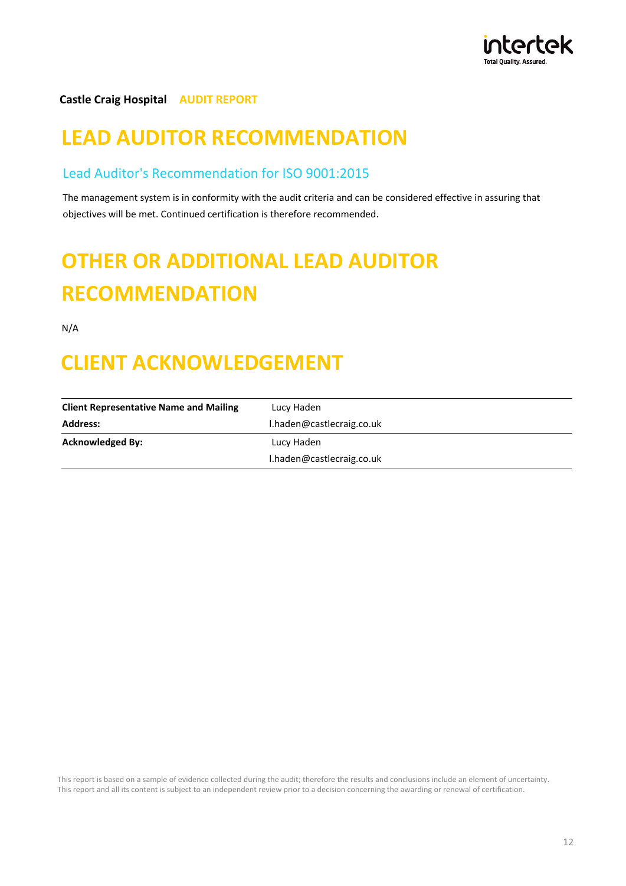**Castle Craig Hospital** AUDIT REPORT

# LEAD AUDITOR RECOMMENDATION

## Lead Auditor's Recommendation for ISO 9001:2015

The management system is in conformity with the audit criteria and can be considered effective in assuring that objectives will be met. Continued certification is therefore recommended.

# OTHER OR ADDITIONAL LEAD AUDITOR RECOMMENDATION

N/A

# CLIENT ACKNOWLEDGEMENT

| | |
|---|---|
| **Client Representative Name and Mailing Address:** | Lucy Haden<br>l.haden@castlecraig.co.uk |
| **Acknowledged By:** | Lucy Haden<br>l.haden@castlecraig.co.uk |

This report is based on a sample of evidence collected during the audit; therefore the results and conclusions include an element of uncertainty. This report and all its content is subject to an independent review prior to a decision concerning the awarding or renewal of certification.